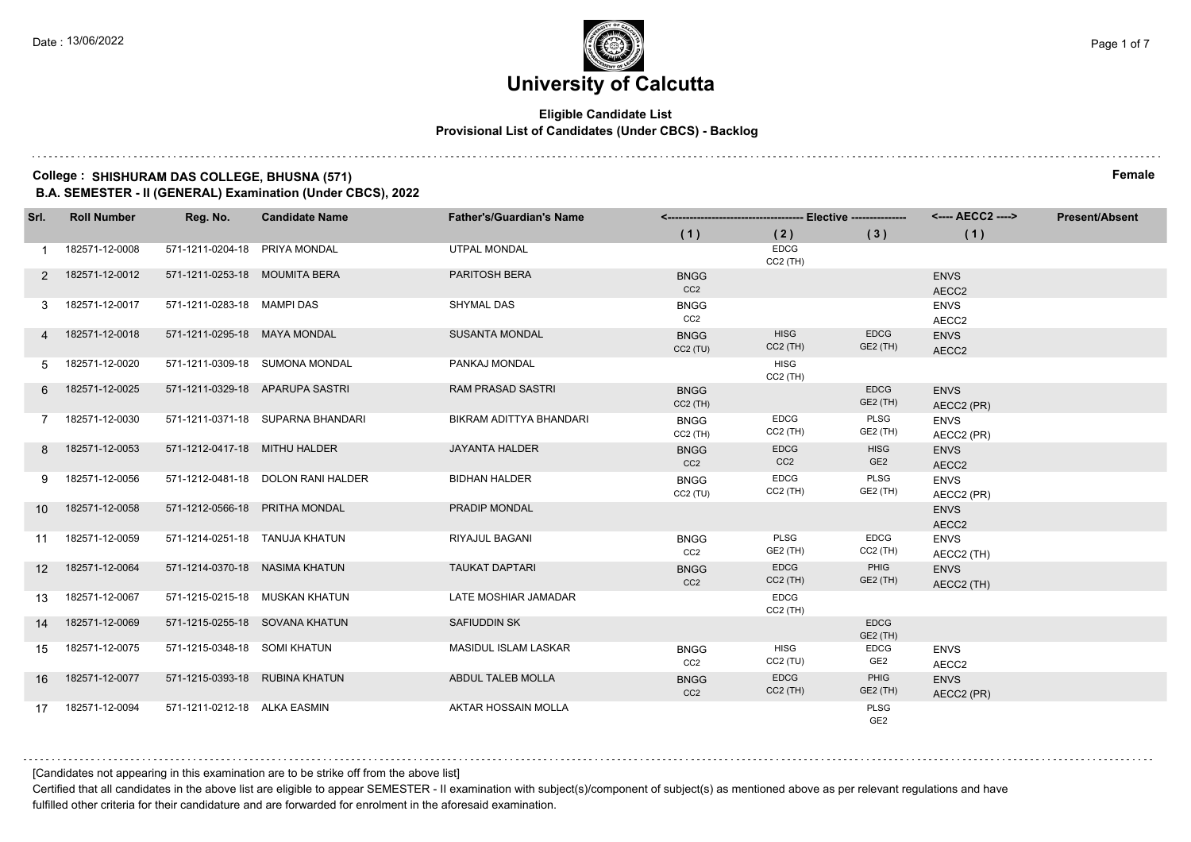# University of Calcutta

**Eligible Candidate List**
**Provisional List of Candidates (Under CBCS) - Backlog**

**College : SHISHURAM DAS COLLEGE, BHUSNA (571)** **Female**

**B.A. SEMESTER - II (GENERAL) Examination (Under CBCS), 2022**

| Srl. | Roll Number | Reg. No. | Candidate Name | Father's/Guardian's Name | Elective (1) | Elective (2) | Elective (3) | AECC2 (1) | Present/Absent |
|---|---|---|---|---|---|---|---|---|---|
| 1 | 182571-12-0008 | 571-1211-0204-18 | PRIYA MONDAL | UTPAL MONDAL | | EDCG CC2 (TH) | | | |
| 2 | 182571-12-0012 | 571-1211-0253-18 | MOUMITA BERA | PARITOSH BERA | BNGG CC2 | | | ENVS AECC2 | |
| 3 | 182571-12-0017 | 571-1211-0283-18 | MAMPI DAS | SHYMAL DAS | BNGG CC2 | | | ENVS AECC2 | |
| 4 | 182571-12-0018 | 571-1211-0295-18 | MAYA MONDAL | SUSANTA MONDAL | BNGG CC2 (TU) | HISG CC2 (TH) | EDCG GE2 (TH) | ENVS AECC2 | |
| 5 | 182571-12-0020 | 571-1211-0309-18 | SUMONA MONDAL | PANKAJ MONDAL | | HISG CC2 (TH) | | | |
| 6 | 182571-12-0025 | 571-1211-0329-18 | APARUPA SASTRI | RAM PRASAD SASTRI | BNGG CC2 (TH) | | EDCG GE2 (TH) | ENVS AECC2 (PR) | |
| 7 | 182571-12-0030 | 571-1211-0371-18 | SUPARNA BHANDARI | BIKRAM ADITTYA BHANDARI | BNGG CC2 (TH) | EDCG CC2 (TH) | PLSG GE2 (TH) | ENVS AECC2 (PR) | |
| 8 | 182571-12-0053 | 571-1212-0417-18 | MITHU HALDER | JAYANTA HALDER | BNGG CC2 | EDCG CC2 | HISG GE2 | ENVS AECC2 | |
| 9 | 182571-12-0056 | 571-1212-0481-18 | DOLON RANI HALDER | BIDHAN HALDER | BNGG CC2 (TU) | EDCG CC2 (TH) | PLSG GE2 (TH) | ENVS AECC2 (PR) | |
| 10 | 182571-12-0058 | 571-1212-0566-18 | PRITHA MONDAL | PRADIP MONDAL | | | | ENVS AECC2 | |
| 11 | 182571-12-0059 | 571-1214-0251-18 | TANUJA KHATUN | RIYAJUL BAGANI | BNGG CC2 | PLSG GE2 (TH) | EDCG CC2 (TH) | ENVS AECC2 (TH) | |
| 12 | 182571-12-0064 | 571-1214-0370-18 | NASIMA KHATUN | TAUKAT DAPTARI | BNGG CC2 | EDCG CC2 (TH) | PHIG GE2 (TH) | ENVS AECC2 (TH) | |
| 13 | 182571-12-0067 | 571-1215-0215-18 | MUSKAN KHATUN | LATE MOSHIAR JAMADAR | | EDCG CC2 (TH) | | | |
| 14 | 182571-12-0069 | 571-1215-0255-18 | SOVANA KHATUN | SAFIUDDIN SK | | | EDCG GE2 (TH) | | |
| 15 | 182571-12-0075 | 571-1215-0348-18 | SOMI KHATUN | MASIDUL ISLAM LASKAR | BNGG CC2 | HISG CC2 (TU) | EDCG GE2 | ENVS AECC2 | |
| 16 | 182571-12-0077 | 571-1215-0393-18 | RUBINA KHATUN | ABDUL TALEB MOLLA | BNGG CC2 | EDCG CC2 (TH) | PHIG GE2 (TH) | ENVS AECC2 (PR) | |
| 17 | 182571-12-0094 | 571-1211-0212-18 | ALKA EASMIN | AKTAR HOSSAIN MOLLA | | | PLSG GE2 | | |

[Candidates not appearing in this examination are to be strike off from the above list]

Certified that all candidates in the above list are eligible to appear SEMESTER - II examination with subject(s)/component of subject(s) as mentioned above as per relevant regulations and have fulfilled other criteria for their candidature and are forwarded for enrolment in the aforesaid examination.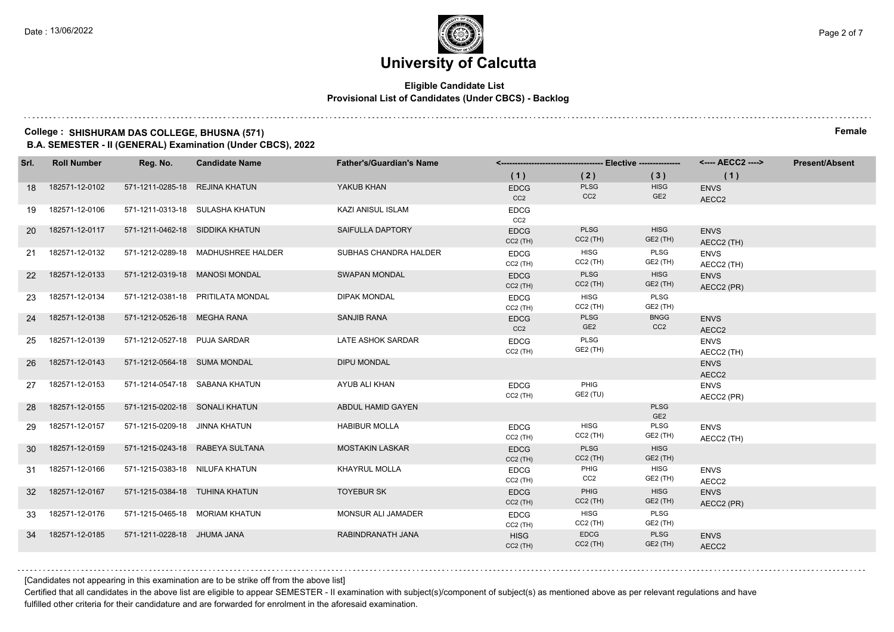# University of Calcutta

**Eligible Candidate List**

**Provisional List of Candidates (Under CBCS) - Backlog**

**College : SHISHURAM DAS COLLEGE, BHUSNA (571)** **Female**

**B.A. SEMESTER - II (GENERAL) Examination (Under CBCS), 2022**

| Srl. | Roll Number | Reg. No. | Candidate Name | Father's/Guardian's Name | Elective (1) | Elective (2) | Elective (3) | AECC2 (1) | Present/Absent |
|---|---|---|---|---|---|---|---|---|---|
| 18 | 182571-12-0102 | 571-1211-0285-18 | REJINA KHATUN | YAKUB KHAN | EDCG CC2 | PLSG CC2 | HISG GE2 | ENVS AECC2 | |
| 19 | 182571-12-0106 | 571-1211-0313-18 | SULASHA KHATUN | KAZI ANISUL ISLAM | EDCG CC2 | | | | |
| 20 | 182571-12-0117 | 571-1211-0462-18 | SIDDIKA KHATUN | SAIFULLA DAPTORY | EDCG CC2 (TH) | PLSG CC2 (TH) | HISG GE2 (TH) | ENVS AECC2 (TH) | |
| 21 | 182571-12-0132 | 571-1212-0289-18 | MADHUSHREE HALDER | SUBHAS CHANDRA HALDER | EDCG CC2 (TH) | HISG CC2 (TH) | PLSG GE2 (TH) | ENVS AECC2 (TH) | |
| 22 | 182571-12-0133 | 571-1212-0319-18 | MANOSI MONDAL | SWAPAN MONDAL | EDCG CC2 (TH) | PLSG CC2 (TH) | HISG GE2 (TH) | ENVS AECC2 (PR) | |
| 23 | 182571-12-0134 | 571-1212-0381-18 | PRITILATA MONDAL | DIPAK MONDAL | EDCG CC2 (TH) | HISG CC2 (TH) | PLSG GE2 (TH) | | |
| 24 | 182571-12-0138 | 571-1212-0526-18 | MEGHA RANA | SANJIB RANA | EDCG CC2 | PLSG GE2 | BNGG CC2 | ENVS AECC2 | |
| 25 | 182571-12-0139 | 571-1212-0527-18 | PUJA SARDAR | LATE ASHOK SARDAR | EDCG CC2 (TH) | PLSG GE2 (TH) | | ENVS AECC2 (TH) | |
| 26 | 182571-12-0143 | 571-1212-0564-18 | SUMA MONDAL | DIPU MONDAL | | | | ENVS AECC2 | |
| 27 | 182571-12-0153 | 571-1214-0547-18 | SABANA KHATUN | AYUB ALI KHAN | EDCG CC2 (TH) | PHIG GE2 (TU) | | ENVS AECC2 (PR) | |
| 28 | 182571-12-0155 | 571-1215-0202-18 | SONALI KHATUN | ABDUL HAMID GAYEN | | | PLSG GE2 | | |
| 29 | 182571-12-0157 | 571-1215-0209-18 | JINNA KHATUN | HABIBUR MOLLA | EDCG CC2 (TH) | HISG CC2 (TH) | PLSG GE2 (TH) | ENVS AECC2 (TH) | |
| 30 | 182571-12-0159 | 571-1215-0243-18 | RABEYA SULTANA | MOSTAKIN LASKAR | EDCG CC2 (TH) | PLSG CC2 (TH) | HISG GE2 (TH) | | |
| 31 | 182571-12-0166 | 571-1215-0383-18 | NILUFA KHATUN | KHAYRUL MOLLA | EDCG CC2 (TH) | PHIG CC2 | HISG GE2 (TH) | ENVS AECC2 | |
| 32 | 182571-12-0167 | 571-1215-0384-18 | TUHINA KHATUN | TOYEBUR SK | EDCG CC2 (TH) | PHIG CC2 (TH) | HISG GE2 (TH) | ENVS AECC2 (PR) | |
| 33 | 182571-12-0176 | 571-1215-0465-18 | MORIAM KHATUN | MONSUR ALI JAMADER | EDCG CC2 (TH) | HISG CC2 (TH) | PLSG GE2 (TH) | | |
| 34 | 182571-12-0185 | 571-1211-0228-18 | JHUMA JANA | RABINDRANATH JANA | HISG CC2 (TH) | EDCG CC2 (TH) | PLSG GE2 (TH) | ENVS AECC2 | |

[Candidates not appearing in this examination are to be strike off from the above list]

Certified that all candidates in the above list are eligible to appear SEMESTER - II examination with subject(s)/component of subject(s) as mentioned above as per relevant regulations and have fulfilled other criteria for their candidature and are forwarded for enrolment in the aforesaid examination.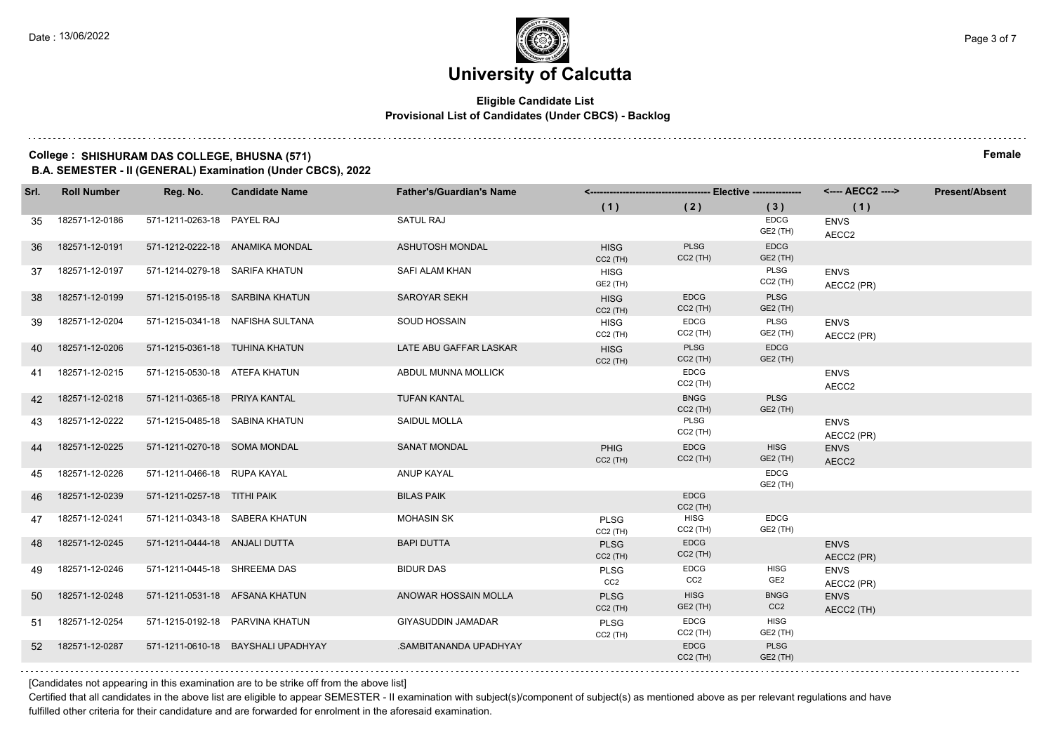# University of Calcutta

**Eligible Candidate List**
**Provisional List of Candidates (Under CBCS) - Backlog**

Date : 13/06/2022

**College : SHISHURAM DAS COLLEGE, BHUSNA (571)** **Female**
**B.A. SEMESTER - II (GENERAL) Examination (Under CBCS), 2022**

| Srl. | Roll Number | Reg. No. | Candidate Name | Father's/Guardian's Name | Elective (1) | Elective (2) | Elective (3) | AECC2 (1) | Present/Absent |
|---|---|---|---|---|---|---|---|---|---|
| 35 | 182571-12-0186 | 571-1211-0263-18 | PAYEL RAJ | SATUL RAJ | | | EDCG GE2 (TH) | ENVS AECC2 | |
| 36 | 182571-12-0191 | 571-1212-0222-18 | ANAMIKA MONDAL | ASHUTOSH MONDAL | HISG CC2 (TH) | PLSG CC2 (TH) | EDCG GE2 (TH) | | |
| 37 | 182571-12-0197 | 571-1214-0279-18 | SARIFA KHATUN | SAFI ALAM KHAN | HISG GE2 (TH) | | PLSG CC2 (TH) | ENVS AECC2 (PR) | |
| 38 | 182571-12-0199 | 571-1215-0195-18 | SARBINA KHATUN | SAROYAR SEKH | HISG CC2 (TH) | EDCG CC2 (TH) | PLSG GE2 (TH) | | |
| 39 | 182571-12-0204 | 571-1215-0341-18 | NAFISHA SULTANA | SOUD HOSSAIN | HISG CC2 (TH) | EDCG CC2 (TH) | PLSG GE2 (TH) | ENVS AECC2 (PR) | |
| 40 | 182571-12-0206 | 571-1215-0361-18 | TUHINA KHATUN | LATE ABU GAFFAR LASKAR | HISG CC2 (TH) | PLSG CC2 (TH) | EDCG GE2 (TH) | | |
| 41 | 182571-12-0215 | 571-1215-0530-18 | ATEFA KHATUN | ABDUL MUNNA MOLLICK | | EDCG CC2 (TH) | | ENVS AECC2 | |
| 42 | 182571-12-0218 | 571-1211-0365-18 | PRIYA KANTAL | TUFAN KANTAL | | BNGG CC2 (TH) | PLSG GE2 (TH) | | |
| 43 | 182571-12-0222 | 571-1215-0485-18 | SABINA KHATUN | SAIDUL MOLLA | | PLSG CC2 (TH) | | ENVS AECC2 (PR) | |
| 44 | 182571-12-0225 | 571-1211-0270-18 | SOMA MONDAL | SANAT MONDAL | PHIG CC2 (TH) | EDCG CC2 (TH) | HISG GE2 (TH) | ENVS AECC2 | |
| 45 | 182571-12-0226 | 571-1211-0466-18 | RUPA KAYAL | ANUP KAYAL | | | EDCG GE2 (TH) | | |
| 46 | 182571-12-0239 | 571-1211-0257-18 | TITHI PAIK | BILAS PAIK | | EDCG CC2 (TH) | | | |
| 47 | 182571-12-0241 | 571-1211-0343-18 | SABERA KHATUN | MOHASIN SK | PLSG CC2 (TH) | HISG CC2 (TH) | EDCG GE2 (TH) | | |
| 48 | 182571-12-0245 | 571-1211-0444-18 | ANJALI DUTTA | BAPI DUTTA | PLSG CC2 (TH) | EDCG CC2 (TH) | | ENVS AECC2 (PR) | |
| 49 | 182571-12-0246 | 571-1211-0445-18 | SHREEMA DAS | BIDUR DAS | PLSG CC2 | EDCG CC2 | HISG GE2 | ENVS AECC2 (PR) | |
| 50 | 182571-12-0248 | 571-1211-0531-18 | AFSANA KHATUN | ANOWAR HOSSAIN MOLLA | PLSG CC2 (TH) | HISG GE2 (TH) | BNGG CC2 | ENVS AECC2 (TH) | |
| 51 | 182571-12-0254 | 571-1215-0192-18 | PARVINA KHATUN | GIYASUDDIN JAMADAR | PLSG CC2 (TH) | EDCG CC2 (TH) | HISG GE2 (TH) | | |
| 52 | 182571-12-0287 | 571-1211-0610-18 | BAYSHALI UPADHYAY | .SAMBITANANDA UPADHYAY | | EDCG CC2 (TH) | PLSG GE2 (TH) | | |

[Candidates not appearing in this examination are to be strike off from the above list]

Certified that all candidates in the above list are eligible to appear SEMESTER - II examination with subject(s)/component of subject(s) as mentioned above as per relevant regulations and have fulfilled other criteria for their candidature and are forwarded for enrolment in the aforesaid examination.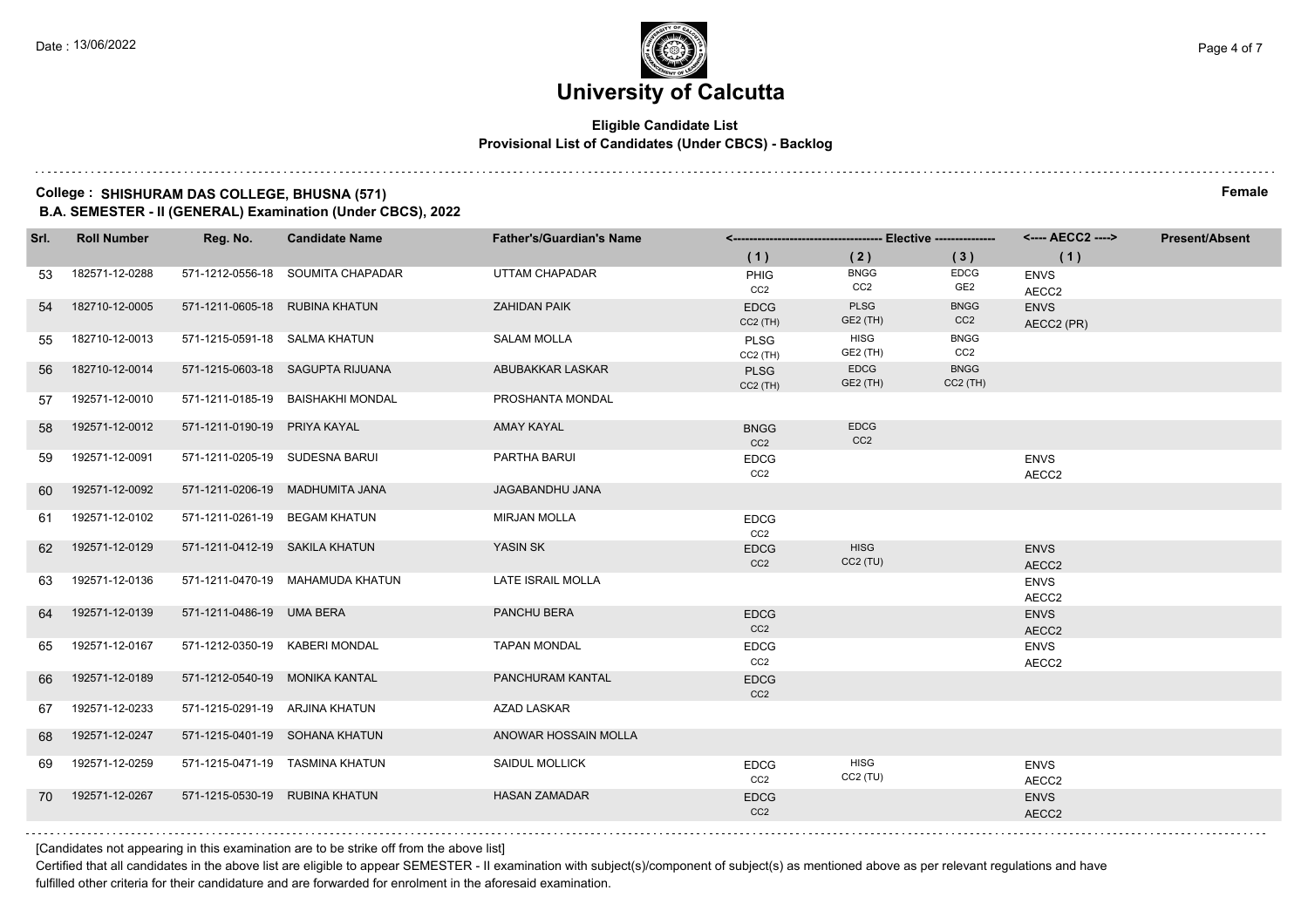# University of Calcutta

**Eligible Candidate List**

**Provisional List of Candidates (Under CBCS) - Backlog**

**College : SHISHURAM DAS COLLEGE, BHUSNA (571)** **Female**

**B.A. SEMESTER - II (GENERAL) Examination (Under CBCS), 2022**

| Srl. | Roll Number | Reg. No. | Candidate Name | Father's/Guardian's Name | Elective (1) | Elective (2) | Elective (3) | AECC2 (1) | Present/Absent |
|---|---|---|---|---|---|---|---|---|---|
| 53 | 182571-12-0288 | 571-1212-0556-18 | SOUMITA CHAPADAR | UTTAM CHAPADAR | PHIG CC2 | BNGG CC2 | EDCG GE2 | ENVS AECC2 | |
| 54 | 182710-12-0005 | 571-1211-0605-18 | RUBINA KHATUN | ZAHIDAN PAIK | EDCG CC2 (TH) | PLSG GE2 (TH) | BNGG CC2 | ENVS AECC2 (PR) | |
| 55 | 182710-12-0013 | 571-1215-0591-18 | SALMA KHATUN | SALAM MOLLA | PLSG CC2 (TH) | HISG GE2 (TH) | BNGG CC2 | | |
| 56 | 182710-12-0014 | 571-1215-0603-18 | SAGUPTA RIJUANA | ABUBAKKAR LASKAR | PLSG CC2 (TH) | EDCG GE2 (TH) | BNGG CC2 (TH) | | |
| 57 | 192571-12-0010 | 571-1211-0185-19 | BAISHAKHI MONDAL | PROSHANTA MONDAL | | | | | |
| 58 | 192571-12-0012 | 571-1211-0190-19 | PRIYA KAYAL | AMAY KAYAL | BNGG CC2 | EDCG CC2 | | | |
| 59 | 192571-12-0091 | 571-1211-0205-19 | SUDESNA BARUI | PARTHA BARUI | EDCG CC2 | | | ENVS AECC2 | |
| 60 | 192571-12-0092 | 571-1211-0206-19 | MADHUMITA JANA | JAGABANDHU JANA | | | | | |
| 61 | 192571-12-0102 | 571-1211-0261-19 | BEGAM KHATUN | MIRJAN MOLLA | EDCG CC2 | | | | |
| 62 | 192571-12-0129 | 571-1211-0412-19 | SAKILA KHATUN | YASIN SK | EDCG CC2 | HISG CC2 (TU) | | ENVS AECC2 | |
| 63 | 192571-12-0136 | 571-1211-0470-19 | MAHAMUDA KHATUN | LATE ISRAIL MOLLA | | | | ENVS AECC2 | |
| 64 | 192571-12-0139 | 571-1211-0486-19 | UMA BERA | PANCHU BERA | EDCG CC2 | | | ENVS AECC2 | |
| 65 | 192571-12-0167 | 571-1212-0350-19 | KABERI MONDAL | TAPAN MONDAL | EDCG CC2 | | | ENVS AECC2 | |
| 66 | 192571-12-0189 | 571-1212-0540-19 | MONIKA KANTAL | PANCHURAM KANTAL | EDCG CC2 | | | | |
| 67 | 192571-12-0233 | 571-1215-0291-19 | ARJINA KHATUN | AZAD LASKAR | | | | | |
| 68 | 192571-12-0247 | 571-1215-0401-19 | SOHANA KHATUN | ANOWAR HOSSAIN MOLLA | | | | | |
| 69 | 192571-12-0259 | 571-1215-0471-19 | TASMINA KHATUN | SAIDUL MOLLICK | EDCG CC2 | HISG CC2 (TU) | | ENVS AECC2 | |
| 70 | 192571-12-0267 | 571-1215-0530-19 | RUBINA KHATUN | HASAN ZAMADAR | EDCG CC2 | | | ENVS AECC2 | |

[Candidates not appearing in this examination are to be strike off from the above list]

Certified that all candidates in the above list are eligible to appear SEMESTER - II examination with subject(s)/component of subject(s) as mentioned above as per relevant regulations and have fulfilled other criteria for their candidature and are forwarded for enrolment in the aforesaid examination.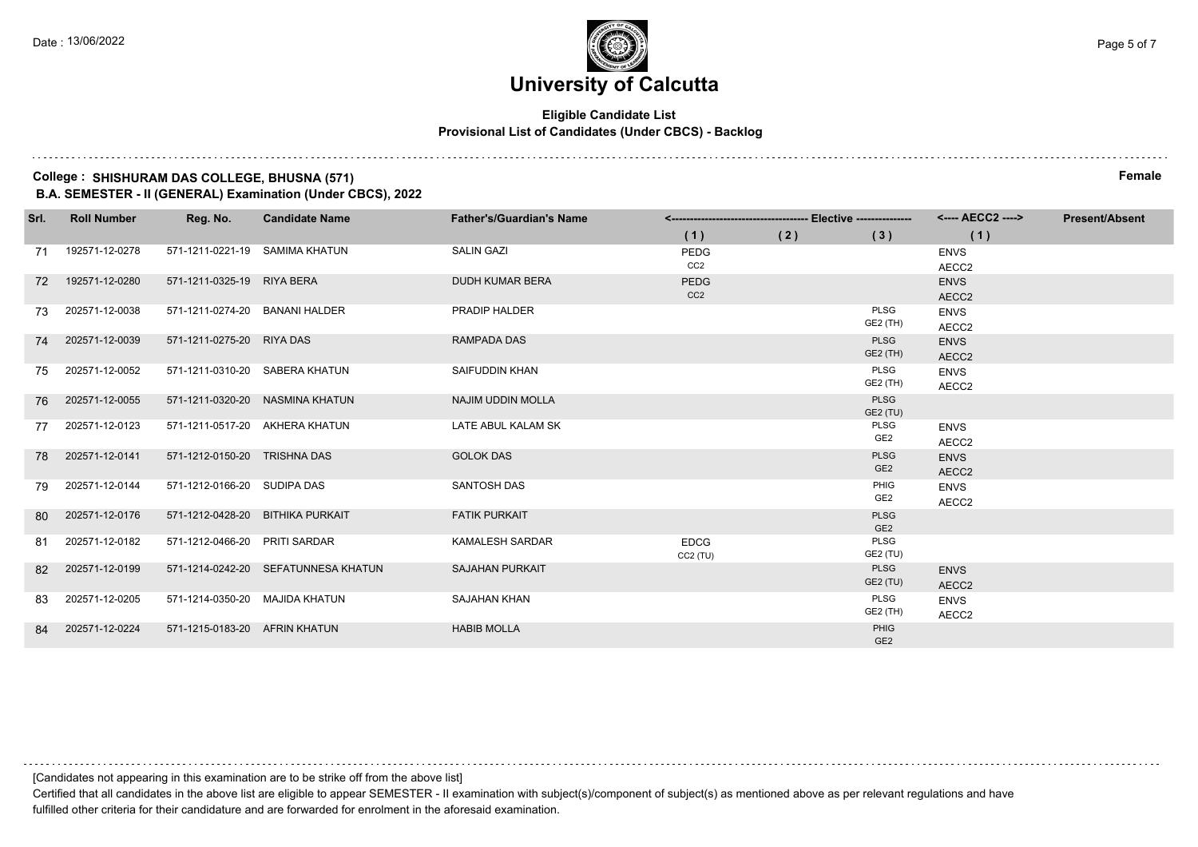# University of Calcutta

**Eligible Candidate List**
**Provisional List of Candidates (Under CBCS) - Backlog**

**College : SHISHURAM DAS COLLEGE, BHUSNA (571)** **Female**
**B.A. SEMESTER - II (GENERAL) Examination (Under CBCS), 2022**

| Srl. | Roll Number | Reg. No. | Candidate Name | Father's/Guardian's Name | Elective (1) | Elective (2) | Elective (3) | AECC2 (1) | Present/Absent |
|---|---|---|---|---|---|---|---|---|---|
| 71 | 192571-12-0278 | 571-1211-0221-19 | SAMIMA KHATUN | SALIN GAZI | PEDG CC2 | | | ENVS AECC2 | |
| 72 | 192571-12-0280 | 571-1211-0325-19 | RIYA BERA | DUDH KUMAR BERA | PEDG CC2 | | | ENVS AECC2 | |
| 73 | 202571-12-0038 | 571-1211-0274-20 | BANANI HALDER | PRADIP HALDER | | | PLSG GE2 (TH) | ENVS AECC2 | |
| 74 | 202571-12-0039 | 571-1211-0275-20 | RIYA DAS | RAMPADA DAS | | | PLSG GE2 (TH) | ENVS AECC2 | |
| 75 | 202571-12-0052 | 571-1211-0310-20 | SABERA KHATUN | SAIFUDDIN KHAN | | | PLSG GE2 (TH) | ENVS AECC2 | |
| 76 | 202571-12-0055 | 571-1211-0320-20 | NASMINA KHATUN | NAJIM UDDIN MOLLA | | | PLSG GE2 (TU) | | |
| 77 | 202571-12-0123 | 571-1211-0517-20 | AKHERA KHATUN | LATE ABUL KALAM SK | | | PLSG GE2 | ENVS AECC2 | |
| 78 | 202571-12-0141 | 571-1212-0150-20 | TRISHNA DAS | GOLOK DAS | | | PLSG GE2 | ENVS AECC2 | |
| 79 | 202571-12-0144 | 571-1212-0166-20 | SUDIPA DAS | SANTOSH DAS | | | PHIG GE2 | ENVS AECC2 | |
| 80 | 202571-12-0176 | 571-1212-0428-20 | BITHIKA PURKAIT | FATIK PURKAIT | | | PLSG GE2 | | |
| 81 | 202571-12-0182 | 571-1212-0466-20 | PRITI SARDAR | KAMALESH SARDAR | EDCG CC2 (TU) | | PLSG GE2 (TU) | | |
| 82 | 202571-12-0199 | 571-1214-0242-20 | SEFATUNNESA KHATUN | SAJAHAN PURKAIT | | | PLSG GE2 (TU) | ENVS AECC2 | |
| 83 | 202571-12-0205 | 571-1214-0350-20 | MAJIDA KHATUN | SAJAHAN KHAN | | | PLSG GE2 (TH) | ENVS AECC2 | |
| 84 | 202571-12-0224 | 571-1215-0183-20 | AFRIN KHATUN | HABIB MOLLA | | | PHIG GE2 | | |

[Candidates not appearing in this examination are to be strike off from the above list]

Certified that all candidates in the above list are eligible to appear SEMESTER - II examination with subject(s)/component of subject(s) as mentioned above as per relevant regulations and have fulfilled other criteria for their candidature and are forwarded for enrolment in the aforesaid examination.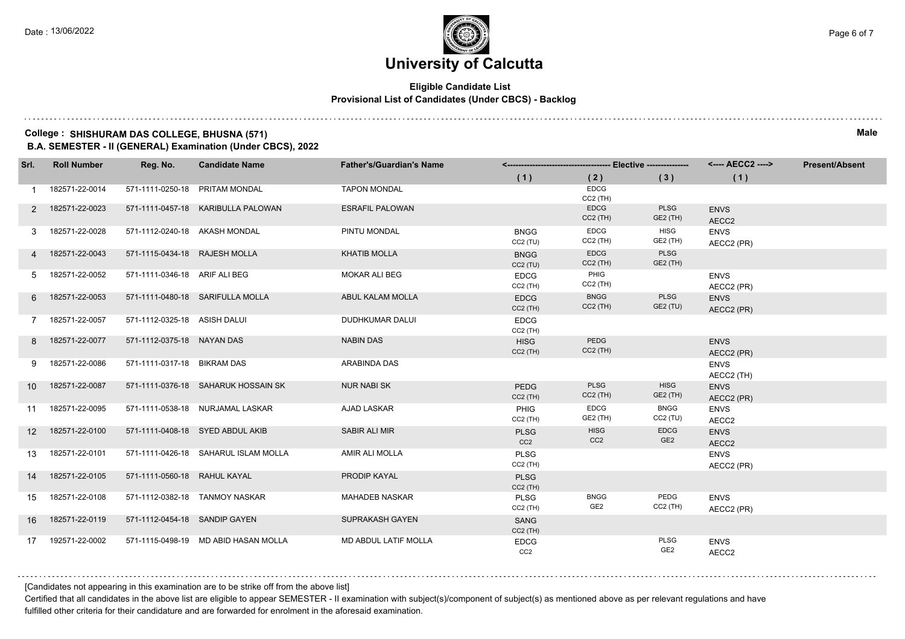# University of Calcutta

**Eligible Candidate List**
**Provisional List of Candidates (Under CBCS) - Backlog**

**College : SHISHURAM DAS COLLEGE, BHUSNA (571)** **Male**
**B.A. SEMESTER - II (GENERAL) Examination (Under CBCS), 2022**

| Srl. | Roll Number | Reg. No. | Candidate Name | Father's/Guardian's Name | Elective (1) | Elective (2) | Elective (3) | AECC2 (1) | Present/Absent |
|---|---|---|---|---|---|---|---|---|---|
| 1 | 182571-22-0014 | 571-1111-0250-18 | PRITAM MONDAL | TAPON MONDAL | | EDCG CC2 (TH) | | | |
| 2 | 182571-22-0023 | 571-1111-0457-18 | KARIBULLA PALOWAN | ESRAFIL PALOWAN | | EDCG CC2 (TH) | PLSG GE2 (TH) | ENVS AECC2 | |
| 3 | 182571-22-0028 | 571-1112-0240-18 | AKASH MONDAL | PINTU MONDAL | BNGG CC2 (TU) | EDCG CC2 (TH) | HISG GE2 (TH) | ENVS AECC2 (PR) | |
| 4 | 182571-22-0043 | 571-1115-0434-18 | RAJESH MOLLA | KHATIB MOLLA | BNGG CC2 (TU) | EDCG CC2 (TH) | PLSG GE2 (TH) | | |
| 5 | 182571-22-0052 | 571-1111-0346-18 | ARIF ALI BEG | MOKAR ALI BEG | EDCG CC2 (TH) | PHIG CC2 (TH) | | ENVS AECC2 (PR) | |
| 6 | 182571-22-0053 | 571-1111-0480-18 | SARIFULLA MOLLA | ABUL KALAM MOLLA | EDCG CC2 (TH) | BNGG CC2 (TH) | PLSG GE2 (TU) | ENVS AECC2 (PR) | |
| 7 | 182571-22-0057 | 571-1112-0325-18 | ASISH DALUI | DUDHKUMAR DALUI | EDCG CC2 (TH) | | | | |
| 8 | 182571-22-0077 | 571-1112-0375-18 | NAYAN DAS | NABIN DAS | HISG CC2 (TH) | PEDG CC2 (TH) | | ENVS AECC2 (PR) | |
| 9 | 182571-22-0086 | 571-1111-0317-18 | BIKRAM DAS | ARABINDA DAS | | | | ENVS AECC2 (TH) | |
| 10 | 182571-22-0087 | 571-1111-0376-18 | SAHARUK HOSSAIN SK | NUR NABI SK | PEDG CC2 (TH) | PLSG CC2 (TH) | HISG GE2 (TH) | ENVS AECC2 (PR) | |
| 11 | 182571-22-0095 | 571-1111-0538-18 | NURJAMAL LASKAR | AJAD LASKAR | PHIG CC2 (TH) | EDCG GE2 (TH) | BNGG CC2 (TU) | ENVS AECC2 | |
| 12 | 182571-22-0100 | 571-1111-0408-18 | SYED ABDUL AKIB | SABIR ALI MIR | PLSG CC2 | HISG CC2 | EDCG GE2 | ENVS AECC2 | |
| 13 | 182571-22-0101 | 571-1111-0426-18 | SAHARUL ISLAM MOLLA | AMIR ALI MOLLA | PLSG CC2 (TH) | | | ENVS AECC2 (PR) | |
| 14 | 182571-22-0105 | 571-1111-0560-18 | RAHUL KAYAL | PRODIP KAYAL | PLSG CC2 (TH) | | | | |
| 15 | 182571-22-0108 | 571-1112-0382-18 | TANMOY NASKAR | MAHADEB NASKAR | PLSG CC2 (TH) | BNGG GE2 | PEDG CC2 (TH) | ENVS AECC2 (PR) | |
| 16 | 182571-22-0119 | 571-1112-0454-18 | SANDIP GAYEN | SUPRAKASH GAYEN | SANG CC2 (TH) | | | | |
| 17 | 192571-22-0002 | 571-1115-0498-19 | MD ABID HASAN MOLLA | MD ABDUL LATIF MOLLA | EDCG CC2 | | PLSG GE2 | ENVS AECC2 | |

[Candidates not appearing in this examination are to be strike off from the above list]

Certified that all candidates in the above list are eligible to appear SEMESTER - II examination with subject(s)/component of subject(s) as mentioned above as per relevant regulations and have fulfilled other criteria for their candidature and are forwarded for enrolment in the aforesaid examination.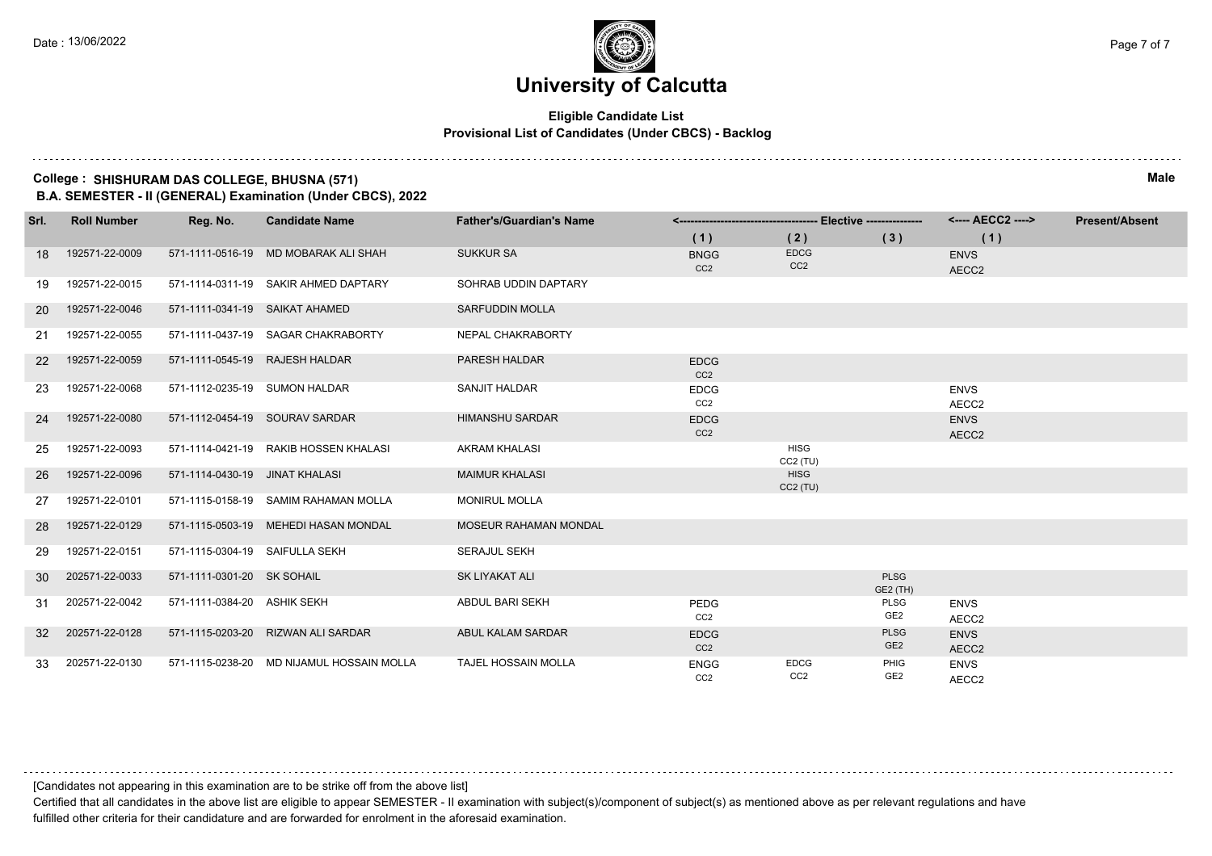# University of Calcutta

**Eligible Candidate List**
**Provisional List of Candidates (Under CBCS) - Backlog**

**College : SHISHURAM DAS COLLEGE, BHUSNA (571)** **Male**
**B.A. SEMESTER - II (GENERAL) Examination (Under CBCS), 2022**

| Srl. | Roll Number | Reg. No. | Candidate Name | Father's/Guardian's Name | Elective (1) | Elective (2) | Elective (3) | AECC2 (1) | Present/Absent |
|---|---|---|---|---|---|---|---|---|---|
| 18 | 192571-22-0009 | 571-1111-0516-19 | MD MOBARAK ALI SHAH | SUKKUR SA | BNGG CC2 | EDCG CC2 | | ENVS AECC2 | |
| 19 | 192571-22-0015 | 571-1114-0311-19 | SAKIR AHMED DAPTARY | SOHRAB UDDIN DAPTARY | | | | | |
| 20 | 192571-22-0046 | 571-1111-0341-19 | SAIKAT AHAMED | SARFUDDIN MOLLA | | | | | |
| 21 | 192571-22-0055 | 571-1111-0437-19 | SAGAR CHAKRABORTY | NEPAL CHAKRABORTY | | | | | |
| 22 | 192571-22-0059 | 571-1111-0545-19 | RAJESH HALDAR | PARESH HALDAR | EDCG CC2 | | | | |
| 23 | 192571-22-0068 | 571-1112-0235-19 | SUMON HALDAR | SANJIT HALDAR | EDCG CC2 | | | ENVS AECC2 | |
| 24 | 192571-22-0080 | 571-1112-0454-19 | SOURAV SARDAR | HIMANSHU SARDAR | EDCG CC2 | | | ENVS AECC2 | |
| 25 | 192571-22-0093 | 571-1114-0421-19 | RAKIB HOSSEN KHALASI | AKRAM KHALASI | | HISG CC2 (TU) | | | |
| 26 | 192571-22-0096 | 571-1114-0430-19 | JINAT KHALASI | MAIMUR KHALASI | | HISG CC2 (TU) | | | |
| 27 | 192571-22-0101 | 571-1115-0158-19 | SAMIM RAHAMAN MOLLA | MONIRUL MOLLA | | | | | |
| 28 | 192571-22-0129 | 571-1115-0503-19 | MEHEDI HASAN MONDAL | MOSEUR RAHAMAN MONDAL | | | | | |
| 29 | 192571-22-0151 | 571-1115-0304-19 | SAIFULLA SEKH | SERAJUL SEKH | | | | | |
| 30 | 202571-22-0033 | 571-1111-0301-20 | SK SOHAIL | SK LIYAKAT ALI | | | PLSG GE2 (TH) | | |
| 31 | 202571-22-0042 | 571-1111-0384-20 | ASHIK SEKH | ABDUL BARI SEKH | PEDG CC2 | | PLSG GE2 | ENVS AECC2 | |
| 32 | 202571-22-0128 | 571-1115-0203-20 | RIZWAN ALI SARDAR | ABUL KALAM SARDAR | EDCG CC2 | | PLSG GE2 | ENVS AECC2 | |
| 33 | 202571-22-0130 | 571-1115-0238-20 | MD NIJAMUL HOSSAIN MOLLA | TAJEL HOSSAIN MOLLA | ENGG CC2 | EDCG CC2 | PHIG GE2 | ENVS AECC2 | |

[Candidates not appearing in this examination are to be strike off from the above list]

Certified that all candidates in the above list are eligible to appear SEMESTER - II examination with subject(s)/component of subject(s) as mentioned above as per relevant regulations and have fulfilled other criteria for their candidature and are forwarded for enrolment in the aforesaid examination.